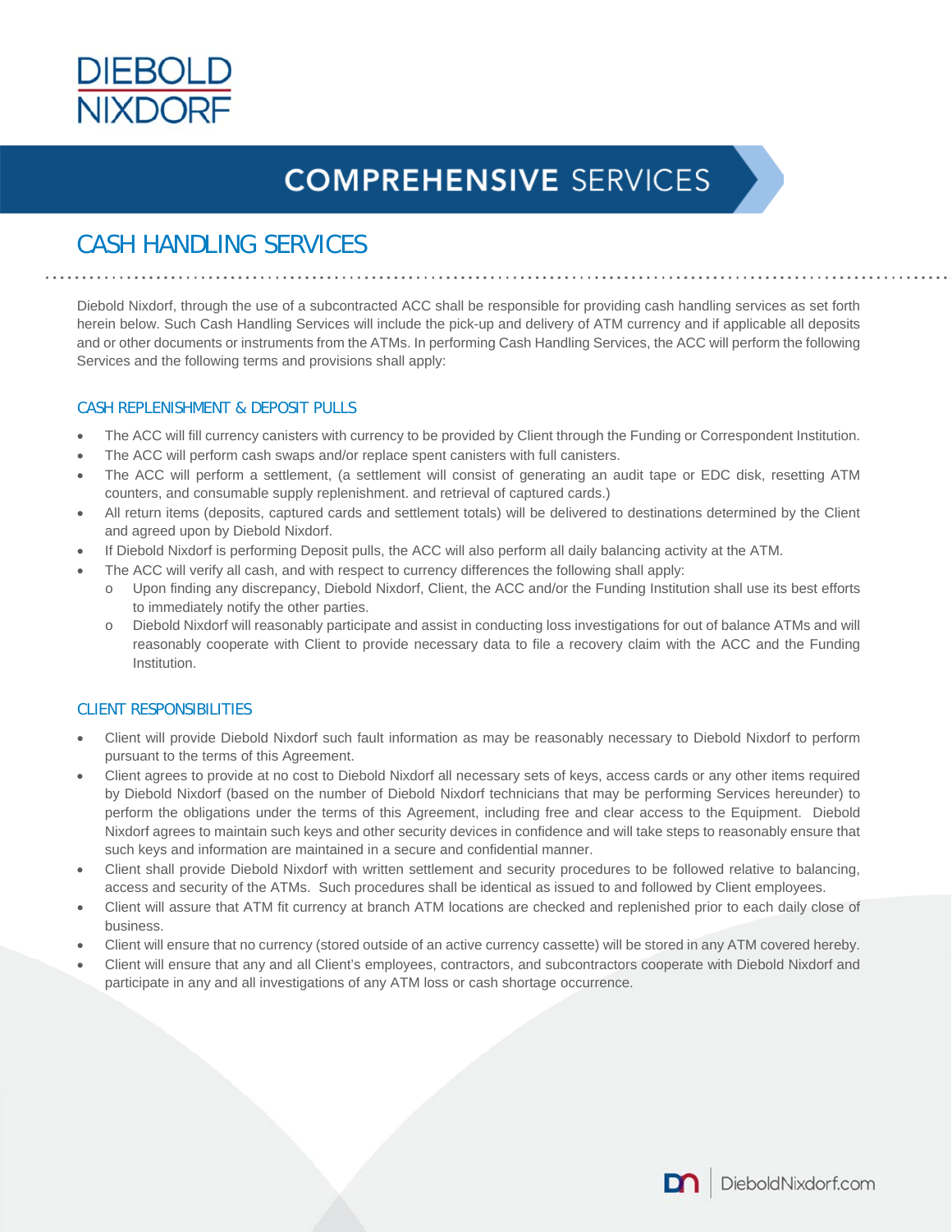# COMPREHENSIVE SERVICES

## CASH HANDLING SERVICES

Diebold Nixdorf, through the use of a subcontracted ACC shall be responsible for providing cash handling services as set forth herein below. Such Cash Handling Services will include the pick-up and delivery of ATM currency and if applicable all deposits and or other documents or instruments from the ATMs. In performing Cash Handling Services, the ACC will perform the following Services and the following terms and provisions shall apply:

### CASH REPLENISHMENT & DEPOSIT PULLS

- The ACC will fill currency canisters with currency to be provided by Client through the Funding or Correspondent Institution.
- The ACC will perform cash swaps and/or replace spent canisters with full canisters.
- The ACC will perform a settlement, (a settlement will consist of generating an audit tape or EDC disk, resetting ATM counters, and consumable supply replenishment. and retrieval of captured cards.)
- All return items (deposits, captured cards and settlement totals) will be delivered to destinations determined by the Client and agreed upon by Diebold Nixdorf.
- If Diebold Nixdorf is performing Deposit pulls, the ACC will also perform all daily balancing activity at the ATM.
- The ACC will verify all cash, and with respect to currency differences the following shall apply:
  - Upon finding any discrepancy, Diebold Nixdorf, Client, the ACC and/or the Funding Institution shall use its best efforts to immediately notify the other parties.
  - Diebold Nixdorf will reasonably participate and assist in conducting loss investigations for out of balance ATMs and will reasonably cooperate with Client to provide necessary data to file a recovery claim with the ACC and the Funding Institution.

### CLIENT RESPONSIBILITIES

- Client will provide Diebold Nixdorf such fault information as may be reasonably necessary to Diebold Nixdorf to perform pursuant to the terms of this Agreement.
- Client agrees to provide at no cost to Diebold Nixdorf all necessary sets of keys, access cards or any other items required by Diebold Nixdorf (based on the number of Diebold Nixdorf technicians that may be performing Services hereunder) to perform the obligations under the terms of this Agreement, including free and clear access to the Equipment. Diebold Nixdorf agrees to maintain such keys and other security devices in confidence and will take steps to reasonably ensure that such keys and information are maintained in a secure and confidential manner.
- Client shall provide Diebold Nixdorf with written settlement and security procedures to be followed relative to balancing, access and security of the ATMs. Such procedures shall be identical as issued to and followed by Client employees.
- Client will assure that ATM fit currency at branch ATM locations are checked and replenished prior to each daily close of business.
- Client will ensure that no currency (stored outside of an active currency cassette) will be stored in any ATM covered hereby.
- Client will ensure that any and all Client's employees, contractors, and subcontractors cooperate with Diebold Nixdorf and participate in any and all investigations of any ATM loss or cash shortage occurrence.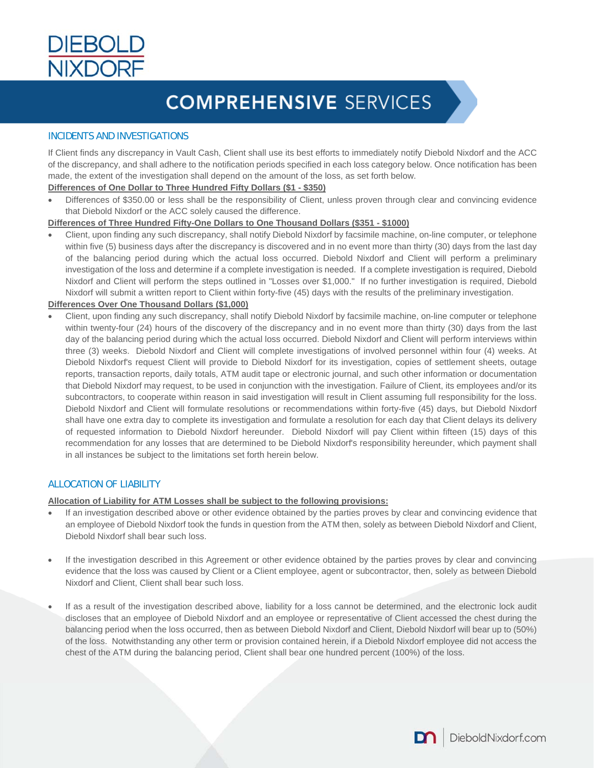# COMPREHENSIVE SERVICES

## INCIDENTS AND INVESTIGATIONS

If Client finds any discrepancy in Vault Cash, Client shall use its best efforts to immediately notify Diebold Nixdorf and the ACC of the discrepancy, and shall adhere to the notification periods specified in each loss category below. Once notification has been made, the extent of the investigation shall depend on the amount of the loss, as set forth below.

**Differences of One Dollar to Three Hundred Fifty Dollars ($1 - $350)**

- Differences of $350.00 or less shall be the responsibility of Client, unless proven through clear and convincing evidence that Diebold Nixdorf or the ACC solely caused the difference.

**Differences of Three Hundred Fifty-One Dollars to One Thousand Dollars ($351 - $1000)**

- Client, upon finding any such discrepancy, shall notify Diebold Nixdorf by facsimile machine, on-line computer, or telephone within five (5) business days after the discrepancy is discovered and in no event more than thirty (30) days from the last day of the balancing period during which the actual loss occurred. Diebold Nixdorf and Client will perform a preliminary investigation of the loss and determine if a complete investigation is needed. If a complete investigation is required, Diebold Nixdorf and Client will perform the steps outlined in "Losses over $1,000." If no further investigation is required, Diebold Nixdorf will submit a written report to Client within forty-five (45) days with the results of the preliminary investigation.

**Differences Over One Thousand Dollars ($1,000)**

- Client, upon finding any such discrepancy, shall notify Diebold Nixdorf by facsimile machine, on-line computer or telephone within twenty-four (24) hours of the discovery of the discrepancy and in no event more than thirty (30) days from the last day of the balancing period during which the actual loss occurred. Diebold Nixdorf and Client will perform interviews within three (3) weeks. Diebold Nixdorf and Client will complete investigations of involved personnel within four (4) weeks. At Diebold Nixdorf's request Client will provide to Diebold Nixdorf for its investigation, copies of settlement sheets, outage reports, transaction reports, daily totals, ATM audit tape or electronic journal, and such other information or documentation that Diebold Nixdorf may request, to be used in conjunction with the investigation. Failure of Client, its employees and/or its subcontractors, to cooperate within reason in said investigation will result in Client assuming full responsibility for the loss. Diebold Nixdorf and Client will formulate resolutions or recommendations within forty-five (45) days, but Diebold Nixdorf shall have one extra day to complete its investigation and formulate a resolution for each day that Client delays its delivery of requested information to Diebold Nixdorf hereunder. Diebold Nixdorf will pay Client within fifteen (15) days of this recommendation for any losses that are determined to be Diebold Nixdorf's responsibility hereunder, which payment shall in all instances be subject to the limitations set forth herein below.

## ALLOCATION OF LIABILITY

**Allocation of Liability for ATM Losses shall be subject to the following provisions:**

- If an investigation described above or other evidence obtained by the parties proves by clear and convincing evidence that an employee of Diebold Nixdorf took the funds in question from the ATM then, solely as between Diebold Nixdorf and Client, Diebold Nixdorf shall bear such loss.

- If the investigation described in this Agreement or other evidence obtained by the parties proves by clear and convincing evidence that the loss was caused by Client or a Client employee, agent or subcontractor, then, solely as between Diebold Nixdorf and Client, Client shall bear such loss.

- If as a result of the investigation described above, liability for a loss cannot be determined, and the electronic lock audit discloses that an employee of Diebold Nixdorf and an employee or representative of Client accessed the chest during the balancing period when the loss occurred, then as between Diebold Nixdorf and Client, Diebold Nixdorf will bear up to (50%) of the loss. Notwithstanding any other term or provision contained herein, if a Diebold Nixdorf employee did not access the chest of the ATM during the balancing period, Client shall bear one hundred percent (100%) of the loss.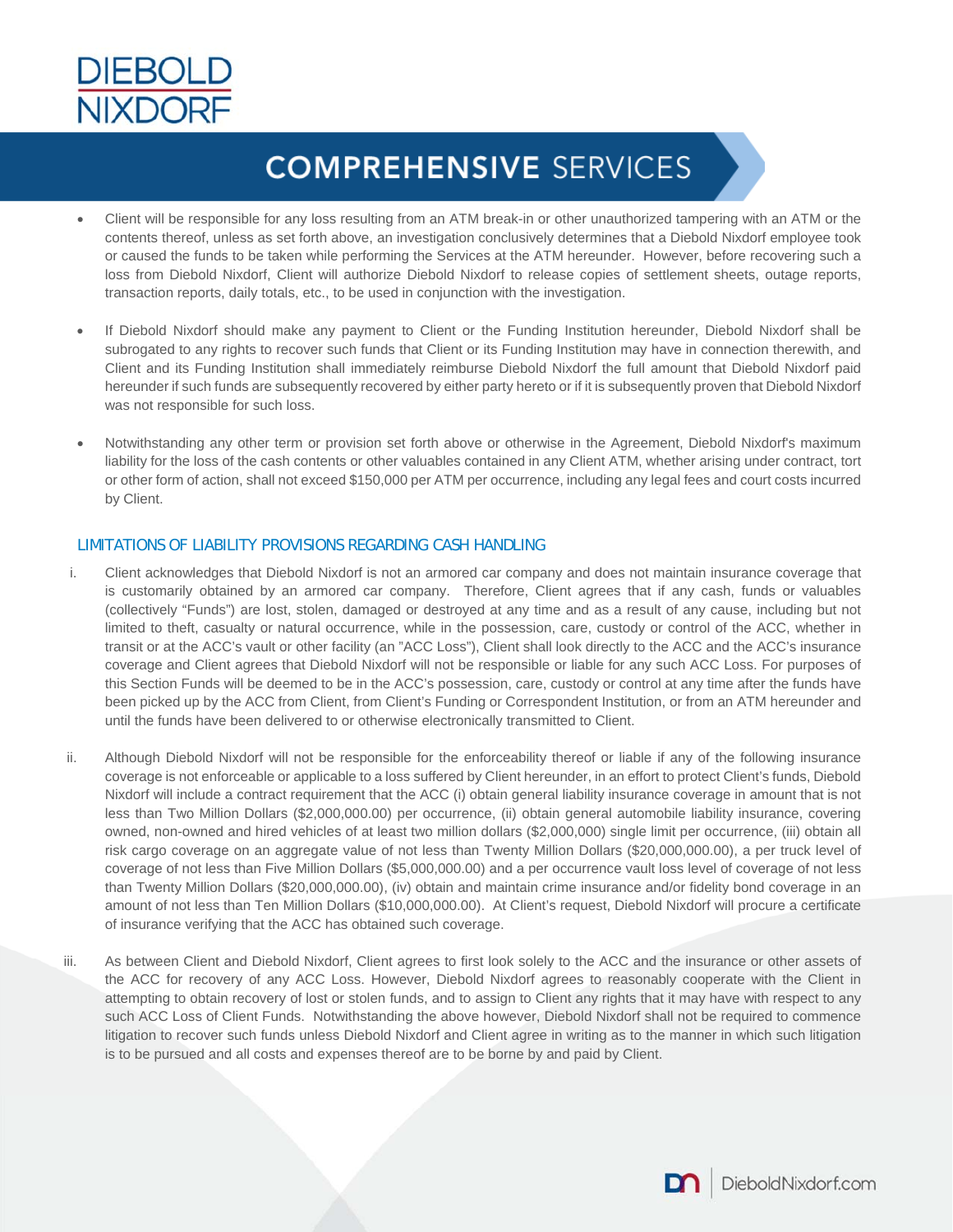- Client will be responsible for any loss resulting from an ATM break-in or other unauthorized tampering with an ATM or the contents thereof, unless as set forth above, an investigation conclusively determines that a Diebold Nixdorf employee took or caused the funds to be taken while performing the Services at the ATM hereunder. However, before recovering such a loss from Diebold Nixdorf, Client will authorize Diebold Nixdorf to release copies of settlement sheets, outage reports, transaction reports, daily totals, etc., to be used in conjunction with the investigation.

- If Diebold Nixdorf should make any payment to Client or the Funding Institution hereunder, Diebold Nixdorf shall be subrogated to any rights to recover such funds that Client or its Funding Institution may have in connection therewith, and Client and its Funding Institution shall immediately reimburse Diebold Nixdorf the full amount that Diebold Nixdorf paid hereunder if such funds are subsequently recovered by either party hereto or if it is subsequently proven that Diebold Nixdorf was not responsible for such loss.

- Notwithstanding any other term or provision set forth above or otherwise in the Agreement, Diebold Nixdorf's maximum liability for the loss of the cash contents or other valuables contained in any Client ATM, whether arising under contract, tort or other form of action, shall not exceed $150,000 per ATM per occurrence, including any legal fees and court costs incurred by Client.

### LIMITATIONS OF LIABILITY PROVISIONS REGARDING CASH HANDLING

i. Client acknowledges that Diebold Nixdorf is not an armored car company and does not maintain insurance coverage that is customarily obtained by an armored car company. Therefore, Client agrees that if any cash, funds or valuables (collectively "Funds") are lost, stolen, damaged or destroyed at any time and as a result of any cause, including but not limited to theft, casualty or natural occurrence, while in the possession, care, custody or control of the ACC, whether in transit or at the ACC's vault or other facility (an "ACC Loss"), Client shall look directly to the ACC and the ACC's insurance coverage and Client agrees that Diebold Nixdorf will not be responsible or liable for any such ACC Loss. For purposes of this Section Funds will be deemed to be in the ACC's possession, care, custody or control at any time after the funds have been picked up by the ACC from Client, from Client's Funding or Correspondent Institution, or from an ATM hereunder and until the funds have been delivered to or otherwise electronically transmitted to Client.

ii. Although Diebold Nixdorf will not be responsible for the enforceability thereof or liable if any of the following insurance coverage is not enforceable or applicable to a loss suffered by Client hereunder, in an effort to protect Client's funds, Diebold Nixdorf will include a contract requirement that the ACC (i) obtain general liability insurance coverage in amount that is not less than Two Million Dollars ($2,000,000.00) per occurrence, (ii) obtain general automobile liability insurance, covering owned, non-owned and hired vehicles of at least two million dollars ($2,000,000) single limit per occurrence, (iii) obtain all risk cargo coverage on an aggregate value of not less than Twenty Million Dollars ($20,000,000.00), a per truck level of coverage of not less than Five Million Dollars ($5,000,000.00) and a per occurrence vault loss level of coverage of not less than Twenty Million Dollars ($20,000,000.00), (iv) obtain and maintain crime insurance and/or fidelity bond coverage in an amount of not less than Ten Million Dollars ($10,000,000.00). At Client's request, Diebold Nixdorf will procure a certificate of insurance verifying that the ACC has obtained such coverage.

iii. As between Client and Diebold Nixdorf, Client agrees to first look solely to the ACC and the insurance or other assets of the ACC for recovery of any ACC Loss. However, Diebold Nixdorf agrees to reasonably cooperate with the Client in attempting to obtain recovery of lost or stolen funds, and to assign to Client any rights that it may have with respect to any such ACC Loss of Client Funds. Notwithstanding the above however, Diebold Nixdorf shall not be required to commence litigation to recover such funds unless Diebold Nixdorf and Client agree in writing as to the manner in which such litigation is to be pursued and all costs and expenses thereof are to be borne by and paid by Client.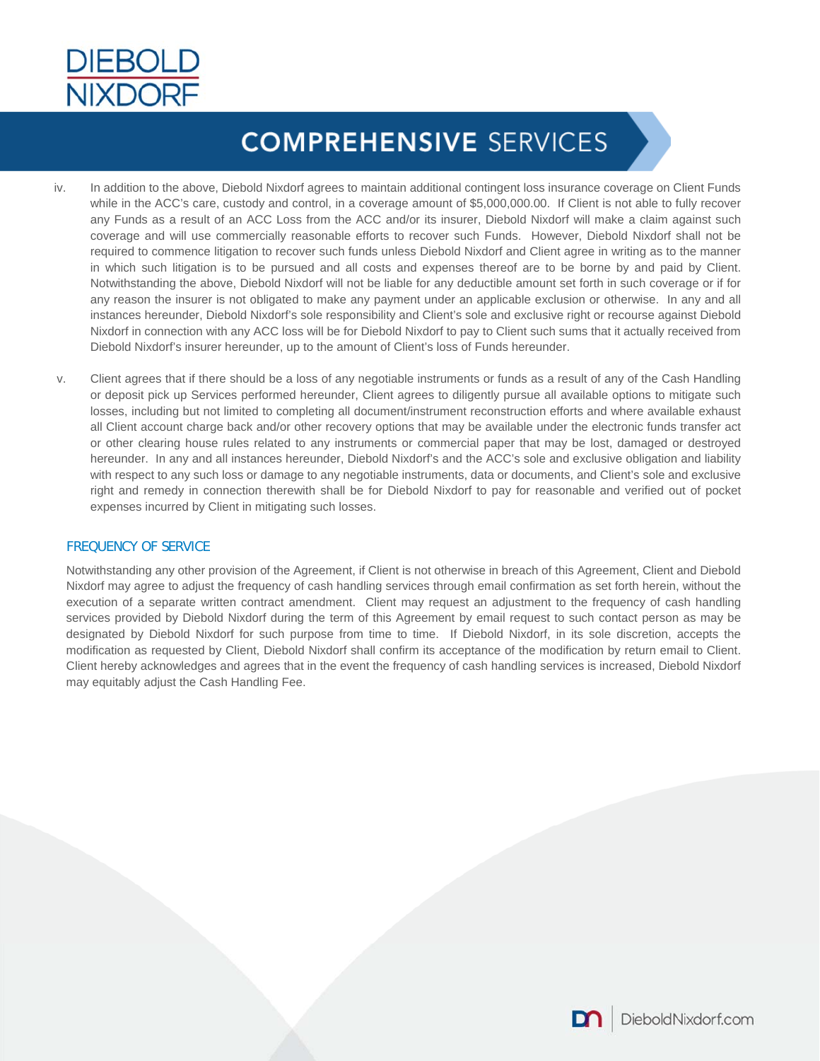iv. In addition to the above, Diebold Nixdorf agrees to maintain additional contingent loss insurance coverage on Client Funds while in the ACC's care, custody and control, in a coverage amount of $5,000,000.00. If Client is not able to fully recover any Funds as a result of an ACC Loss from the ACC and/or its insurer, Diebold Nixdorf will make a claim against such coverage and will use commercially reasonable efforts to recover such Funds. However, Diebold Nixdorf shall not be required to commence litigation to recover such funds unless Diebold Nixdorf and Client agree in writing as to the manner in which such litigation is to be pursued and all costs and expenses thereof are to be borne by and paid by Client. Notwithstanding the above, Diebold Nixdorf will not be liable for any deductible amount set forth in such coverage or if for any reason the insurer is not obligated to make any payment under an applicable exclusion or otherwise. In any and all instances hereunder, Diebold Nixdorf's sole responsibility and Client's sole and exclusive right or recourse against Diebold Nixdorf in connection with any ACC loss will be for Diebold Nixdorf to pay to Client such sums that it actually received from Diebold Nixdorf's insurer hereunder, up to the amount of Client's loss of Funds hereunder.

v. Client agrees that if there should be a loss of any negotiable instruments or funds as a result of any of the Cash Handling or deposit pick up Services performed hereunder, Client agrees to diligently pursue all available options to mitigate such losses, including but not limited to completing all document/instrument reconstruction efforts and where available exhaust all Client account charge back and/or other recovery options that may be available under the electronic funds transfer act or other clearing house rules related to any instruments or commercial paper that may be lost, damaged or destroyed hereunder. In any and all instances hereunder, Diebold Nixdorf's and the ACC's sole and exclusive obligation and liability with respect to any such loss or damage to any negotiable instruments, data or documents, and Client's sole and exclusive right and remedy in connection therewith shall be for Diebold Nixdorf to pay for reasonable and verified out of pocket expenses incurred by Client in mitigating such losses.

## FREQUENCY OF SERVICE

Notwithstanding any other provision of the Agreement, if Client is not otherwise in breach of this Agreement, Client and Diebold Nixdorf may agree to adjust the frequency of cash handling services through email confirmation as set forth herein, without the execution of a separate written contract amendment. Client may request an adjustment to the frequency of cash handling services provided by Diebold Nixdorf during the term of this Agreement by email request to such contact person as may be designated by Diebold Nixdorf for such purpose from time to time. If Diebold Nixdorf, in its sole discretion, accepts the modification as requested by Client, Diebold Nixdorf shall confirm its acceptance of the modification by return email to Client. Client hereby acknowledges and agrees that in the event the frequency of cash handling services is increased, Diebold Nixdorf may equitably adjust the Cash Handling Fee.